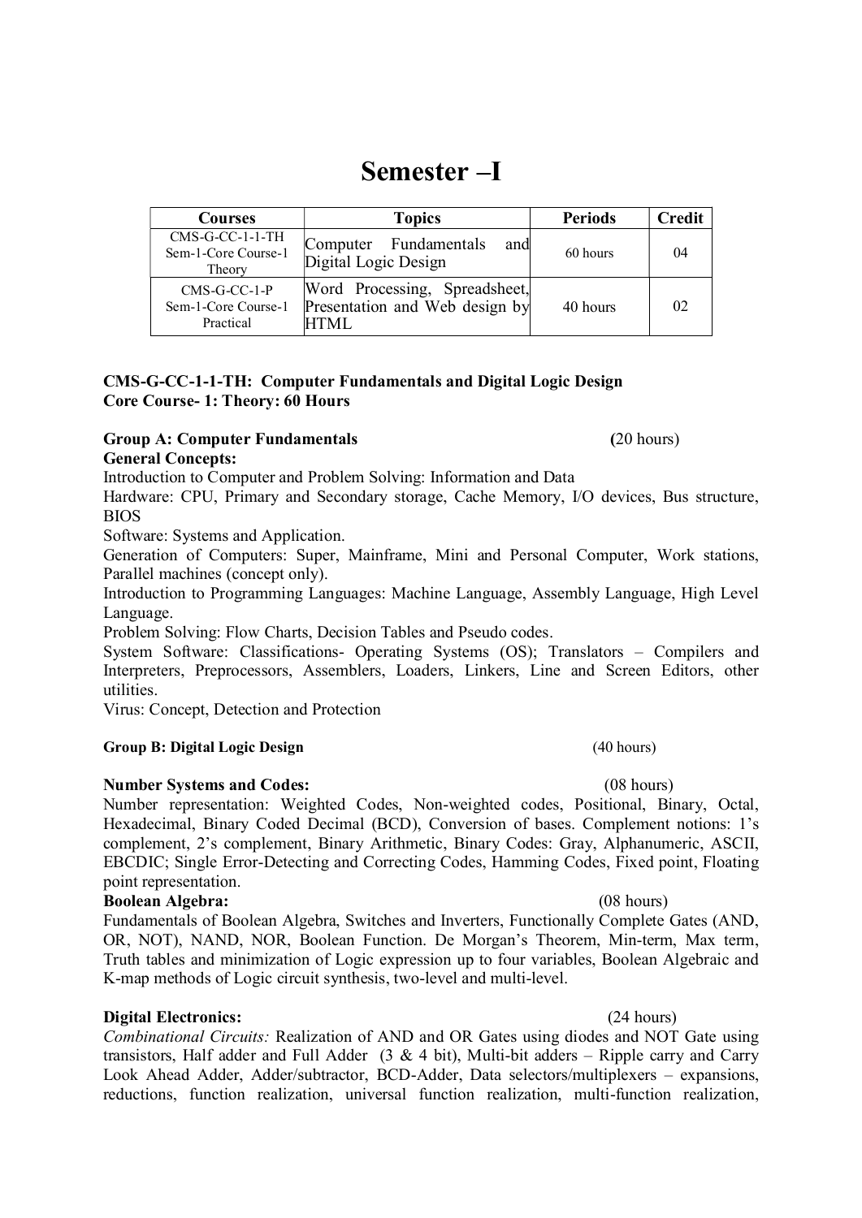# Semester –I

| Courses | Topics | Periods | Credit |
|---|---|---|---|
| CMS-G-CC-1-1-TH Sem-1-Core Course-1 Theory | Computer Fundamentals and Digital Logic Design | 60 hours | 04 |
| CMS-G-CC-1-P Sem-1-Core Course-1 Practical | Word Processing, Spreadsheet, Presentation and Web design by HTML | 40 hours | 02 |

**CMS-G-CC-1-1-TH: Computer Fundamentals and Digital Logic Design**
**Core Course- 1: Theory: 60 Hours**

**Group A: Computer Fundamentals** **(**20 hours)

**General Concepts:**

Introduction to Computer and Problem Solving: Information and Data

Hardware: CPU, Primary and Secondary storage, Cache Memory, I/O devices, Bus structure, BIOS

Software: Systems and Application.

Generation of Computers: Super, Mainframe, Mini and Personal Computer, Work stations, Parallel machines (concept only).

Introduction to Programming Languages: Machine Language, Assembly Language, High Level Language.

Problem Solving: Flow Charts, Decision Tables and Pseudo codes.

System Software: Classifications- Operating Systems (OS); Translators – Compilers and Interpreters, Preprocessors, Assemblers, Loaders, Linkers, Line and Screen Editors, other utilities.

Virus: Concept, Detection and Protection

**Group B: Digital Logic Design** (40 hours)

**Number Systems and Codes:** (08 hours)

Number representation: Weighted Codes, Non-weighted codes, Positional, Binary, Octal, Hexadecimal, Binary Coded Decimal (BCD), Conversion of bases. Complement notions: 1's complement, 2's complement, Binary Arithmetic, Binary Codes: Gray, Alphanumeric, ASCII, EBCDIC; Single Error-Detecting and Correcting Codes, Hamming Codes, Fixed point, Floating point representation.

**Boolean Algebra:** (08 hours)

Fundamentals of Boolean Algebra, Switches and Inverters, Functionally Complete Gates (AND, OR, NOT), NAND, NOR, Boolean Function. De Morgan's Theorem, Min-term, Max term, Truth tables and minimization of Logic expression up to four variables, Boolean Algebraic and K-map methods of Logic circuit synthesis, two-level and multi-level.

**Digital Electronics:** (24 hours)

*Combinational Circuits:* Realization of AND and OR Gates using diodes and NOT Gate using transistors, Half adder and Full Adder (3 & 4 bit), Multi-bit adders – Ripple carry and Carry Look Ahead Adder, Adder/subtractor, BCD-Adder, Data selectors/multiplexers – expansions, reductions, function realization, universal function realization, multi-function realization,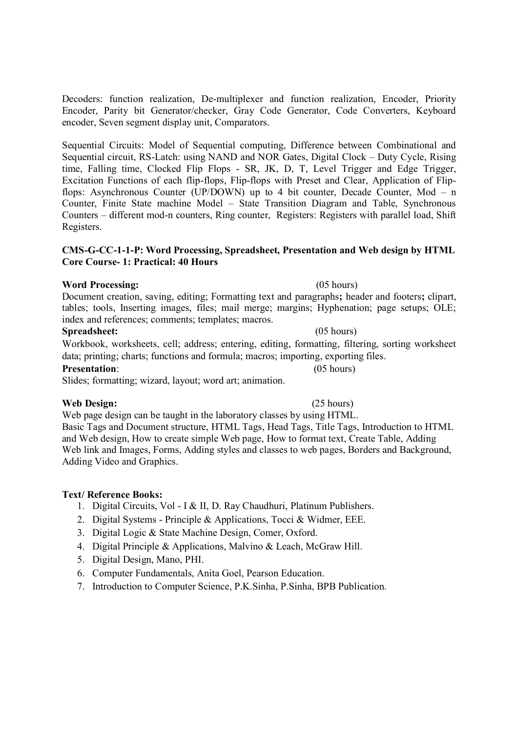Decoders: function realization, De-multiplexer and function realization, Encoder, Priority Encoder, Parity bit Generator/checker, Gray Code Generator, Code Converters, Keyboard encoder, Seven segment display unit, Comparators.

Sequential Circuits: Model of Sequential computing, Difference between Combinational and Sequential circuit, RS-Latch: using NAND and NOR Gates, Digital Clock – Duty Cycle, Rising time, Falling time, Clocked Flip Flops - SR, JK, D, T, Level Trigger and Edge Trigger, Excitation Functions of each flip-flops, Flip-flops with Preset and Clear, Application of Flip-flops: Asynchronous Counter (UP/DOWN) up to 4 bit counter, Decade Counter, Mod – n Counter, Finite State machine Model – State Transition Diagram and Table, Synchronous Counters – different mod-n counters, Ring counter, Registers: Registers with parallel load, Shift Registers.

**CMS-G-CC-1-1-P: Word Processing, Spreadsheet, Presentation and Web design by HTML**
**Core Course- 1: Practical: 40 Hours**

**Word Processing:** (05 hours)

Document creation, saving, editing; Formatting text and paragraphs**;** header and footers**;** clipart, tables; tools, Inserting images, files; mail merge; margins; Hyphenation; page setups; OLE; index and references; comments; templates; macros.

**Spreadsheet:** (05 hours)

Workbook, worksheets, cell; address; entering, editing, formatting, filtering, sorting worksheet data; printing; charts; functions and formula; macros; importing, exporting files.

**Presentation**: (05 hours)

Slides; formatting; wizard, layout; word art; animation.

**Web Design:** (25 hours)

Web page design can be taught in the laboratory classes by using HTML.
Basic Tags and Document structure, HTML Tags, Head Tags, Title Tags, Introduction to HTML and Web design, How to create simple Web page, How to format text, Create Table, Adding Web link and Images, Forms, Adding styles and classes to web pages, Borders and Background, Adding Video and Graphics.

**Text/ Reference Books:**

1. Digital Circuits, Vol - I & II, D. Ray Chaudhuri, Platinum Publishers.
2. Digital Systems - Principle & Applications, Tocci & Widmer, EEE.
3. Digital Logic & State Machine Design, Comer, Oxford.
4. Digital Principle & Applications, Malvino & Leach, McGraw Hill.
5. Digital Design, Mano, PHI.
6. Computer Fundamentals, Anita Goel, Pearson Education.
7. Introduction to Computer Science, P.K.Sinha, P.Sinha, BPB Publication.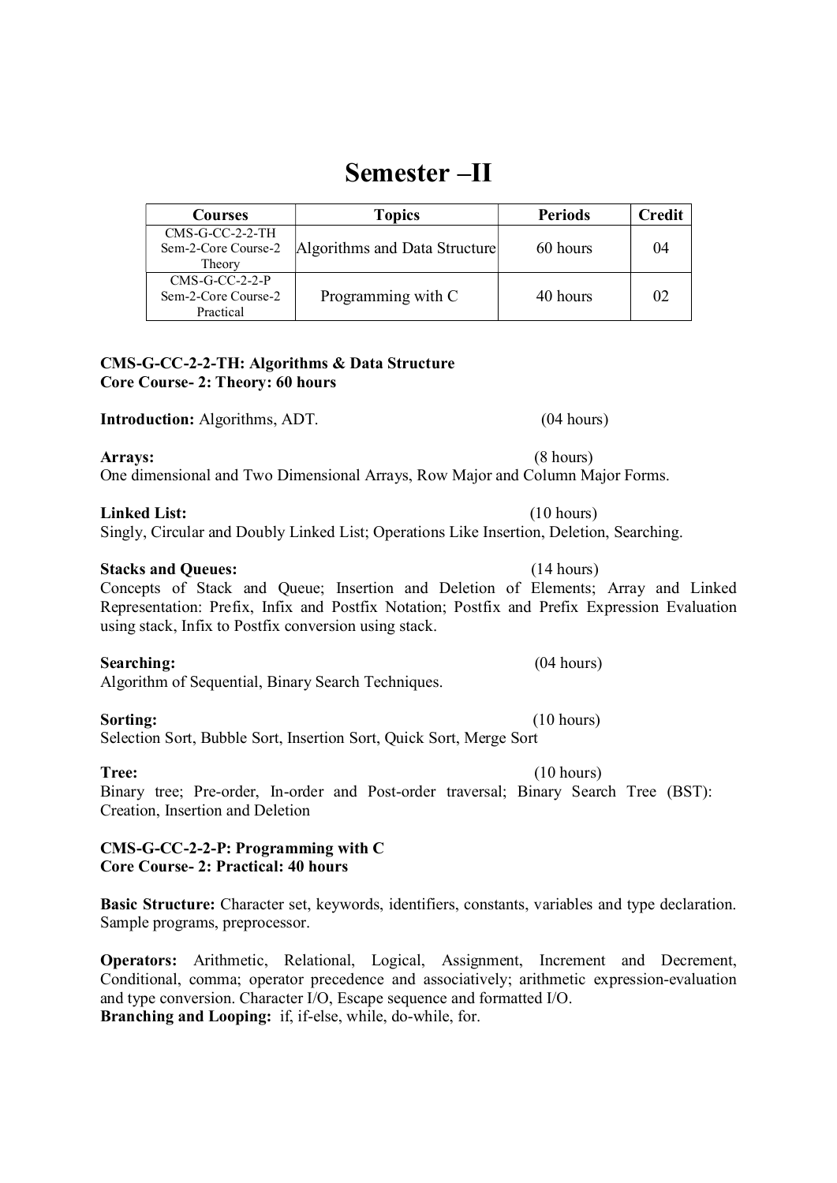# Semester –II

| Courses | Topics | Periods | Credit |
|---|---|---|---|
| CMS-G-CC-2-2-TH Sem-2-Core Course-2 Theory | Algorithms and Data Structure | 60 hours | 04 |
| CMS-G-CC-2-2-P Sem-2-Core Course-2 Practical | Programming with C | 40 hours | 02 |

**CMS-G-CC-2-2-TH: Algorithms & Data Structure**
**Core Course- 2: Theory: 60 hours**

**Introduction:** Algorithms, ADT. (04 hours)

**Arrays:** (8 hours)
One dimensional and Two Dimensional Arrays, Row Major and Column Major Forms.

**Linked List:** (10 hours)
Singly, Circular and Doubly Linked List; Operations Like Insertion, Deletion, Searching.

**Stacks and Queues:** (14 hours)
Concepts of Stack and Queue; Insertion and Deletion of Elements; Array and Linked Representation: Prefix, Infix and Postfix Notation; Postfix and Prefix Expression Evaluation using stack, Infix to Postfix conversion using stack.

**Searching:** (04 hours)
Algorithm of Sequential, Binary Search Techniques.

**Sorting:** (10 hours)
Selection Sort, Bubble Sort, Insertion Sort, Quick Sort, Merge Sort

**Tree:** (10 hours)
Binary tree; Pre-order, In-order and Post-order traversal; Binary Search Tree (BST): Creation, Insertion and Deletion

**CMS-G-CC-2-2-P: Programming with C**
**Core Course- 2: Practical: 40 hours**

**Basic Structure:** Character set, keywords, identifiers, constants, variables and type declaration. Sample programs, preprocessor.

**Operators:** Arithmetic, Relational, Logical, Assignment, Increment and Decrement, Conditional, comma; operator precedence and associatively; arithmetic expression-evaluation and type conversion. Character I/O, Escape sequence and formatted I/O.
**Branching and Looping:** if, if-else, while, do-while, for.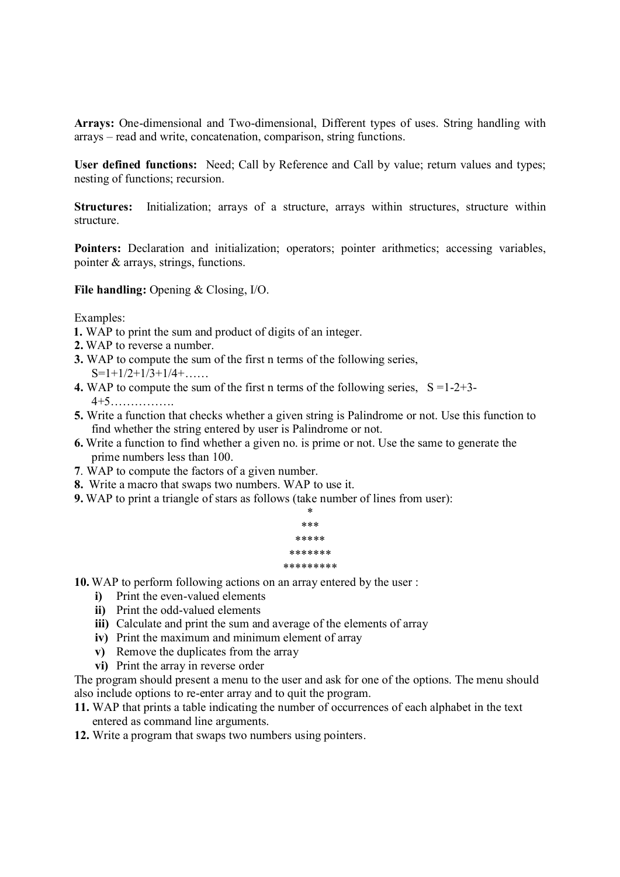**Arrays:** One-dimensional and Two-dimensional, Different types of uses. String handling with arrays – read and write, concatenation, comparison, string functions.

**User defined functions:** Need; Call by Reference and Call by value; return values and types; nesting of functions; recursion.

**Structures:** Initialization; arrays of a structure, arrays within structures, structure within structure.

**Pointers:** Declaration and initialization; operators; pointer arithmetics; accessing variables, pointer & arrays, strings, functions.

**File handling:** Opening & Closing, I/O.

Examples:

**1.** WAP to print the sum and product of digits of an integer.

**2.** WAP to reverse a number.

**3.** WAP to compute the sum of the first n terms of the following series, S=1+1/2+1/3+1/4+……

**4.** WAP to compute the sum of the first n terms of the following series, S =1-2+3-4+5…………….

**5.** Write a function that checks whether a given string is Palindrome or not. Use this function to find whether the string entered by user is Palindrome or not.

**6.** Write a function to find whether a given no. is prime or not. Use the same to generate the prime numbers less than 100.

**7**. WAP to compute the factors of a given number.

**8.** Write a macro that swaps two numbers. WAP to use it.

**9.** WAP to print a triangle of stars as follows (take number of lines from user):

```
    *
   ***
  *****
 *******
*********
```

**10.** WAP to perform following actions on an array entered by the user :

- **i)** Print the even-valued elements
- **ii)** Print the odd-valued elements
- **iii)** Calculate and print the sum and average of the elements of array
- **iv)** Print the maximum and minimum element of array
- **v)** Remove the duplicates from the array
- **vi)** Print the array in reverse order

The program should present a menu to the user and ask for one of the options. The menu should also include options to re-enter array and to quit the program.

**11.** WAP that prints a table indicating the number of occurrences of each alphabet in the text entered as command line arguments.

**12.** Write a program that swaps two numbers using pointers.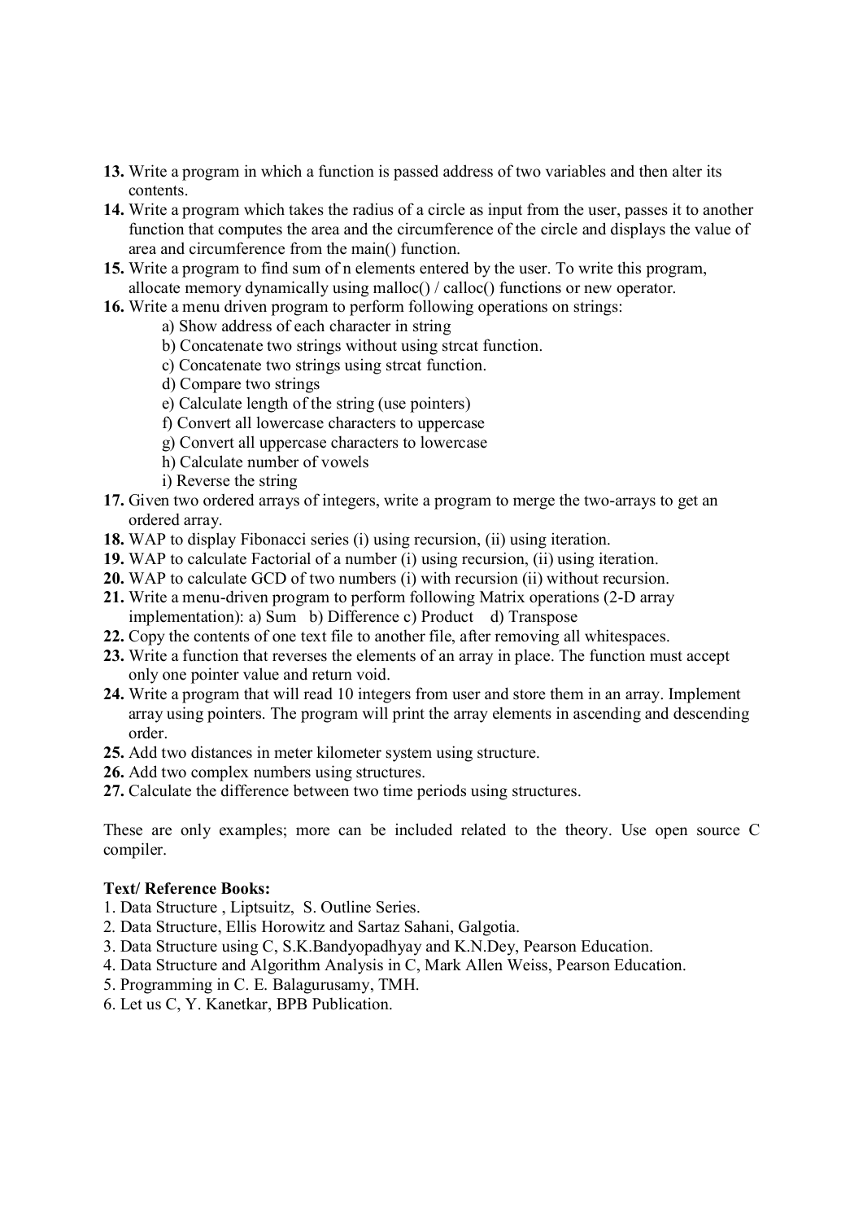13. Write a program in which a function is passed address of two variables and then alter its contents.
14. Write a program which takes the radius of a circle as input from the user, passes it to another function that computes the area and the circumference of the circle and displays the value of area and circumference from the main() function.
15. Write a program to find sum of n elements entered by the user. To write this program, allocate memory dynamically using malloc() / calloc() functions or new operator.
16. Write a menu driven program to perform following operations on strings:
    - a) Show address of each character in string
    - b) Concatenate two strings without using strcat function.
    - c) Concatenate two strings using strcat function.
    - d) Compare two strings
    - e) Calculate length of the string (use pointers)
    - f) Convert all lowercase characters to uppercase
    - g) Convert all uppercase characters to lowercase
    - h) Calculate number of vowels
    - i) Reverse the string
17. Given two ordered arrays of integers, write a program to merge the two-arrays to get an ordered array.
18. WAP to display Fibonacci series (i) using recursion, (ii) using iteration.
19. WAP to calculate Factorial of a number (i) using recursion, (ii) using iteration.
20. WAP to calculate GCD of two numbers (i) with recursion (ii) without recursion.
21. Write a menu-driven program to perform following Matrix operations (2-D array implementation): a) Sum b) Difference c) Product d) Transpose
22. Copy the contents of one text file to another file, after removing all whitespaces.
23. Write a function that reverses the elements of an array in place. The function must accept only one pointer value and return void.
24. Write a program that will read 10 integers from user and store them in an array. Implement array using pointers. The program will print the array elements in ascending and descending order.
25. Add two distances in meter kilometer system using structure.
26. Add two complex numbers using structures.
27. Calculate the difference between two time periods using structures.

These are only examples; more can be included related to the theory. Use open source C compiler.

**Text/ Reference Books:**

1. Data Structure , Liptsuitz, S. Outline Series.
2. Data Structure, Ellis Horowitz and Sartaz Sahani, Galgotia.
3. Data Structure using C, S.K.Bandyopadhyay and K.N.Dey, Pearson Education.
4. Data Structure and Algorithm Analysis in C, Mark Allen Weiss, Pearson Education.
5. Programming in C. E. Balagurusamy, TMH.
6. Let us C, Y. Kanetkar, BPB Publication.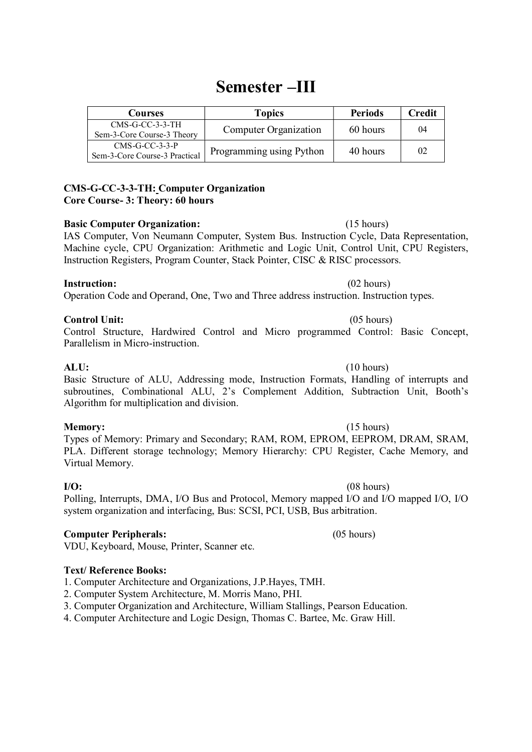# Semester –III

| Courses | Topics | Periods | Credit |
|---|---|---|---|
| CMS-G-CC-3-3-TH Sem-3-Core Course-3 Theory | Computer Organization | 60 hours | 04 |
| CMS-G-CC-3-3-P Sem-3-Core Course-3 Practical | Programming using Python | 40 hours | 02 |

**CMS-G-CC-3-3-TH: Computer Organization**
**Core Course- 3: Theory: 60 hours**

**Basic Computer Organization:** (15 hours)
IAS Computer, Von Neumann Computer, System Bus. Instruction Cycle, Data Representation, Machine cycle, CPU Organization: Arithmetic and Logic Unit, Control Unit, CPU Registers, Instruction Registers, Program Counter, Stack Pointer, CISC & RISC processors.

**Instruction:** (02 hours)
Operation Code and Operand, One, Two and Three address instruction. Instruction types.

**Control Unit:** (05 hours)
Control Structure, Hardwired Control and Micro programmed Control: Basic Concept, Parallelism in Micro-instruction.

**ALU:** (10 hours)
Basic Structure of ALU, Addressing mode, Instruction Formats, Handling of interrupts and subroutines, Combinational ALU, 2's Complement Addition, Subtraction Unit, Booth's Algorithm for multiplication and division.

**Memory:** (15 hours)
Types of Memory: Primary and Secondary; RAM, ROM, EPROM, EEPROM, DRAM, SRAM, PLA. Different storage technology; Memory Hierarchy: CPU Register, Cache Memory, and Virtual Memory.

**I/O:** (08 hours)
Polling, Interrupts, DMA, I/O Bus and Protocol, Memory mapped I/O and I/O mapped I/O, I/O system organization and interfacing, Bus: SCSI, PCI, USB, Bus arbitration.

**Computer Peripherals:** (05 hours)
VDU, Keyboard, Mouse, Printer, Scanner etc.

**Text/ Reference Books:**

1. Computer Architecture and Organizations, J.P.Hayes, TMH.
2. Computer System Architecture, M. Morris Mano, PHI.
3. Computer Organization and Architecture, William Stallings, Pearson Education.
4. Computer Architecture and Logic Design, Thomas C. Bartee, Mc. Graw Hill.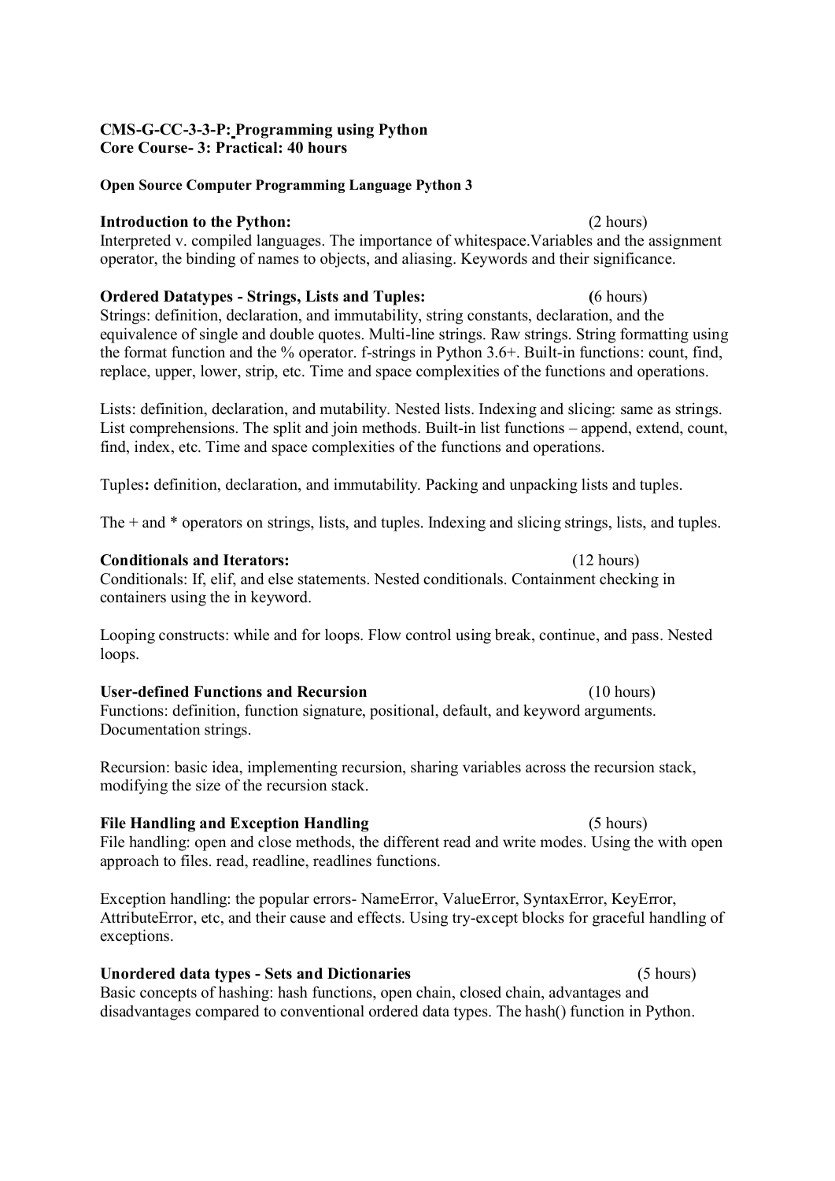**CMS-G-CC-3-3-P: Programming using Python**
**Core Course- 3: Practical: 40 hours**

**Open Source Computer Programming Language Python 3**

**Introduction to the Python:** (2 hours)
Interpreted v. compiled languages. The importance of whitespace.Variables and the assignment operator, the binding of names to objects, and aliasing. Keywords and their significance.

**Ordered Datatypes - Strings, Lists and Tuples:** (6 hours)
Strings: definition, declaration, and immutability, string constants, declaration, and the equivalence of single and double quotes. Multi-line strings. Raw strings. String formatting using the format function and the % operator. f-strings in Python 3.6+. Built-in functions: count, find, replace, upper, lower, strip, etc. Time and space complexities of the functions and operations.

Lists: definition, declaration, and mutability. Nested lists. Indexing and slicing: same as strings. List comprehensions. The split and join methods. Built-in list functions – append, extend, count, find, index, etc. Time and space complexities of the functions and operations.

Tuples**:** definition, declaration, and immutability. Packing and unpacking lists and tuples.

The + and * operators on strings, lists, and tuples. Indexing and slicing strings, lists, and tuples.

**Conditionals and Iterators:** (12 hours)
Conditionals: If, elif, and else statements. Nested conditionals. Containment checking in containers using the in keyword.

Looping constructs: while and for loops. Flow control using break, continue, and pass. Nested loops.

**User-defined Functions and Recursion** (10 hours)
Functions: definition, function signature, positional, default, and keyword arguments. Documentation strings.

Recursion: basic idea, implementing recursion, sharing variables across the recursion stack, modifying the size of the recursion stack.

**File Handling and Exception Handling** (5 hours)
File handling: open and close methods, the different read and write modes. Using the with open approach to files. read, readline, readlines functions.

Exception handling: the popular errors- NameError, ValueError, SyntaxError, KeyError, AttributeError, etc, and their cause and effects. Using try-except blocks for graceful handling of exceptions.

**Unordered data types - Sets and Dictionaries** (5 hours)
Basic concepts of hashing: hash functions, open chain, closed chain, advantages and disadvantages compared to conventional ordered data types. The hash() function in Python.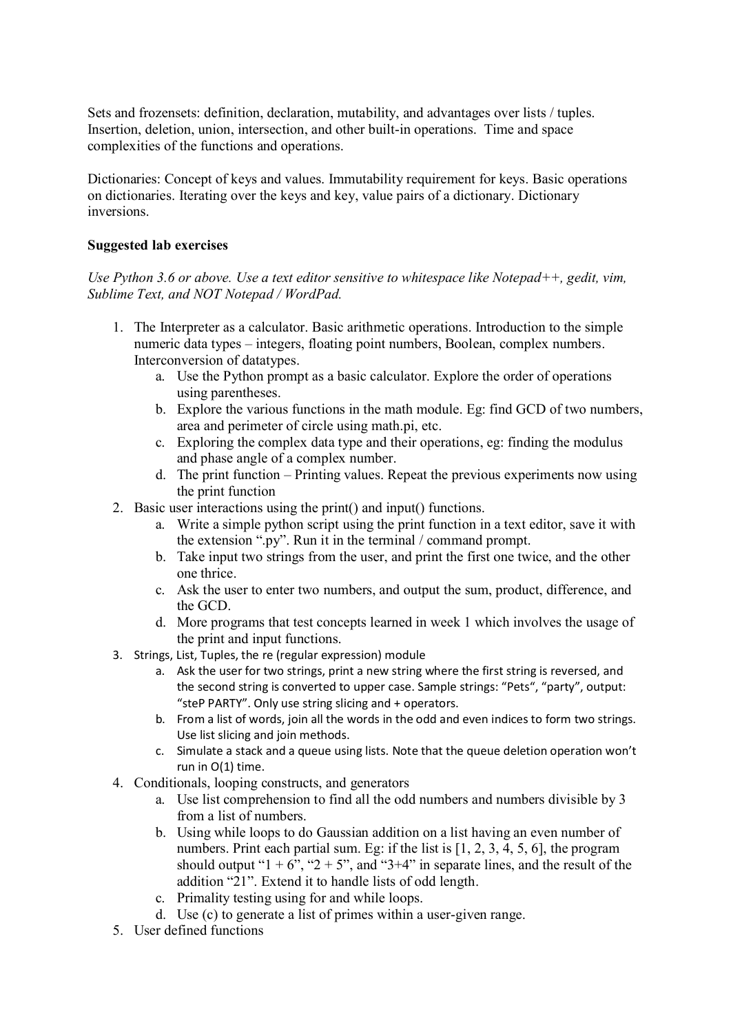Sets and frozensets: definition, declaration, mutability, and advantages over lists / tuples. Insertion, deletion, union, intersection, and other built-in operations. Time and space complexities of the functions and operations.

Dictionaries: Concept of keys and values. Immutability requirement for keys. Basic operations on dictionaries. Iterating over the keys and key, value pairs of a dictionary. Dictionary inversions.

**Suggested lab exercises**

*Use Python 3.6 or above. Use a text editor sensitive to whitespace like Notepad++, gedit, vim, Sublime Text, and NOT Notepad / WordPad.*

1. The Interpreter as a calculator. Basic arithmetic operations. Introduction to the simple numeric data types – integers, floating point numbers, Boolean, complex numbers. Interconversion of datatypes.
    a. Use the Python prompt as a basic calculator. Explore the order of operations using parentheses.
    b. Explore the various functions in the math module. Eg: find GCD of two numbers, area and perimeter of circle using math.pi, etc.
    c. Exploring the complex data type and their operations, eg: finding the modulus and phase angle of a complex number.
    d. The print function – Printing values. Repeat the previous experiments now using the print function
2. Basic user interactions using the print() and input() functions.
    a. Write a simple python script using the print function in a text editor, save it with the extension ".py". Run it in the terminal / command prompt.
    b. Take input two strings from the user, and print the first one twice, and the other one thrice.
    c. Ask the user to enter two numbers, and output the sum, product, difference, and the GCD.
    d. More programs that test concepts learned in week 1 which involves the usage of the print and input functions.
3. Strings, List, Tuples, the re (regular expression) module
    a. Ask the user for two strings, print a new string where the first string is reversed, and the second string is converted to upper case. Sample strings: "Pets", "party", output: "steP PARTY". Only use string slicing and + operators.
    b. From a list of words, join all the words in the odd and even indices to form two strings. Use list slicing and join methods.
    c. Simulate a stack and a queue using lists. Note that the queue deletion operation won't run in O(1) time.
4. Conditionals, looping constructs, and generators
    a. Use list comprehension to find all the odd numbers and numbers divisible by 3 from a list of numbers.
    b. Using while loops to do Gaussian addition on a list having an even number of numbers. Print each partial sum. Eg: if the list is [1, 2, 3, 4, 5, 6], the program should output "1 + 6", "2 + 5", and "3+4" in separate lines, and the result of the addition "21". Extend it to handle lists of odd length.
    c. Primality testing using for and while loops.
    d. Use (c) to generate a list of primes within a user-given range.
5. User defined functions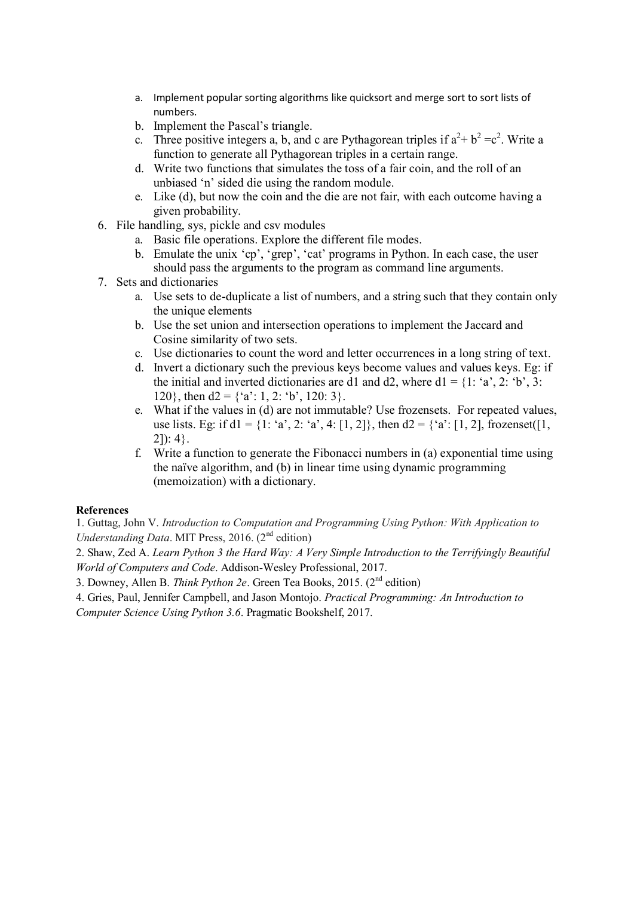a. Implement popular sorting algorithms like quicksort and merge sort to sort lists of numbers.
   b. Implement the Pascal's triangle.
   c. Three positive integers a, b, and c are Pythagorean triples if $a^2 + b^2 = c^2$. Write a function to generate all Pythagorean triples in a certain range.
   d. Write two functions that simulates the toss of a fair coin, and the roll of an unbiased 'n' sided die using the random module.
   e. Like (d), but now the coin and the die are not fair, with each outcome having a given probability.
6. File handling, sys, pickle and csv modules
   a. Basic file operations. Explore the different file modes.
   b. Emulate the unix 'cp', 'grep', 'cat' programs in Python. In each case, the user should pass the arguments to the program as command line arguments.
7. Sets and dictionaries
   a. Use sets to de-duplicate a list of numbers, and a string such that they contain only the unique elements
   b. Use the set union and intersection operations to implement the Jaccard and Cosine similarity of two sets.
   c. Use dictionaries to count the word and letter occurrences in a long string of text.
   d. Invert a dictionary such the previous keys become values and values keys. Eg: if the initial and inverted dictionaries are d1 and d2, where d1 = {1: 'a', 2: 'b', 3: 120}, then d2 = {'a': 1, 2: 'b', 120: 3}.
   e. What if the values in (d) are not immutable? Use frozensets. For repeated values, use lists. Eg: if d1 = {1: 'a', 2: 'a', 4: [1, 2]}, then d2 = {'a': [1, 2], frozenset([1, 2]): 4}.
   f. Write a function to generate the Fibonacci numbers in (a) exponential time using the naïve algorithm, and (b) in linear time using dynamic programming (memoization) with a dictionary.

**References**

1. Guttag, John V. *Introduction to Computation and Programming Using Python: With Application to Understanding Data*. MIT Press, 2016. (2nd edition)
2. Shaw, Zed A. *Learn Python 3 the Hard Way: A Very Simple Introduction to the Terrifyingly Beautiful World of Computers and Code*. Addison-Wesley Professional, 2017.
3. Downey, Allen B. *Think Python 2e*. Green Tea Books, 2015. (2nd edition)
4. Gries, Paul, Jennifer Campbell, and Jason Montojo. *Practical Programming: An Introduction to Computer Science Using Python 3.6*. Pragmatic Bookshelf, 2017.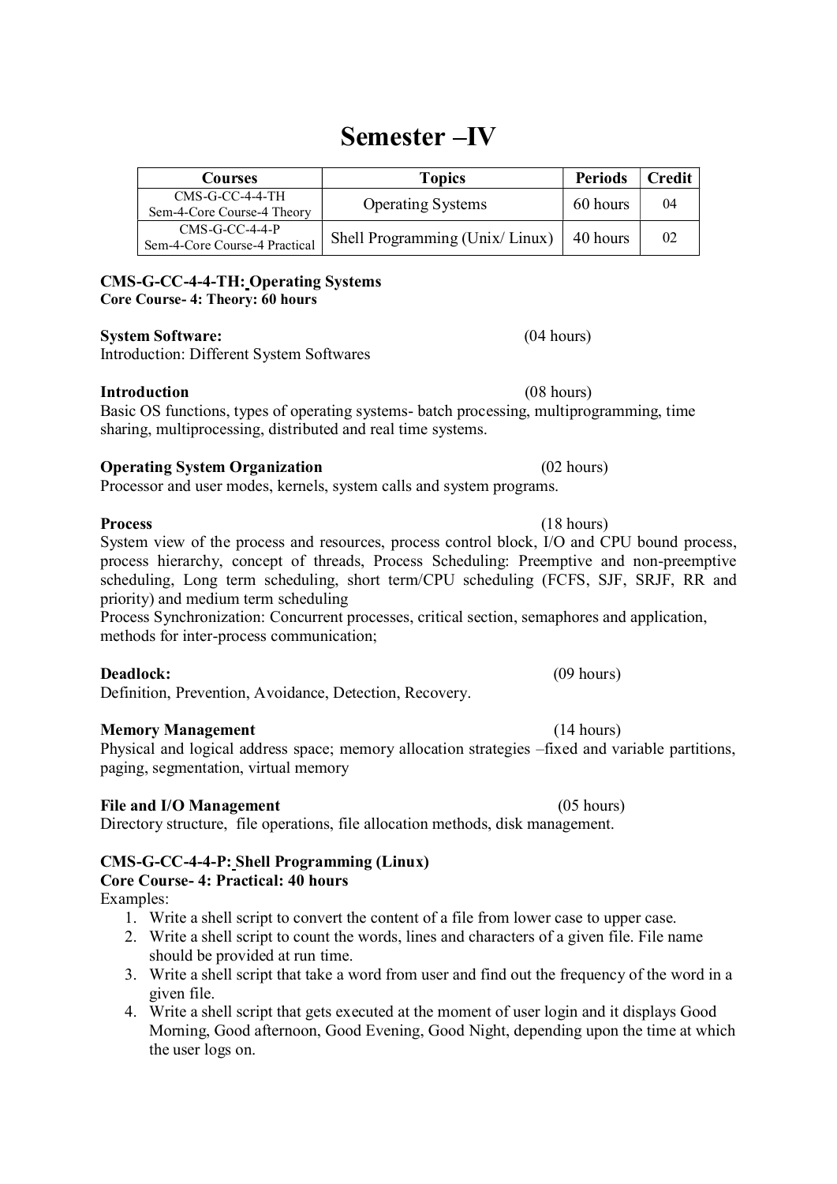# Semester –IV

| Courses | Topics | Periods | Credit |
|---|---|---|---|
| CMS-G-CC-4-4-TH<br>Sem-4-Core Course-4 Theory | Operating Systems | 60 hours | 04 |
| CMS-G-CC-4-4-P<br>Sem-4-Core Course-4 Practical | Shell Programming (Unix/ Linux) | 40 hours | 02 |

**CMS-G-CC-4-4-TH: Operating Systems**
**Core Course- 4: Theory: 60 hours**

**System Software:** (04 hours)
Introduction: Different System Softwares

**Introduction** (08 hours)
Basic OS functions, types of operating systems- batch processing, multiprogramming, time sharing, multiprocessing, distributed and real time systems.

**Operating System Organization** (02 hours)
Processor and user modes, kernels, system calls and system programs.

**Process** (18 hours)
System view of the process and resources, process control block, I/O and CPU bound process, process hierarchy, concept of threads, Process Scheduling: Preemptive and non-preemptive scheduling, Long term scheduling, short term/CPU scheduling (FCFS, SJF, SRJF, RR and priority) and medium term scheduling
Process Synchronization: Concurrent processes, critical section, semaphores and application, methods for inter-process communication;

**Deadlock:** (09 hours)
Definition, Prevention, Avoidance, Detection, Recovery.

**Memory Management** (14 hours)
Physical and logical address space; memory allocation strategies –fixed and variable partitions, paging, segmentation, virtual memory

**File and I/O Management** (05 hours)
Directory structure, file operations, file allocation methods, disk management.

**CMS-G-CC-4-4-P: Shell Programming (Linux)**
**Core Course- 4: Practical: 40 hours**
Examples:

1. Write a shell script to convert the content of a file from lower case to upper case.
2. Write a shell script to count the words, lines and characters of a given file. File name should be provided at run time.
3. Write a shell script that take a word from user and find out the frequency of the word in a given file.
4. Write a shell script that gets executed at the moment of user login and it displays Good Morning, Good afternoon, Good Evening, Good Night, depending upon the time at which the user logs on.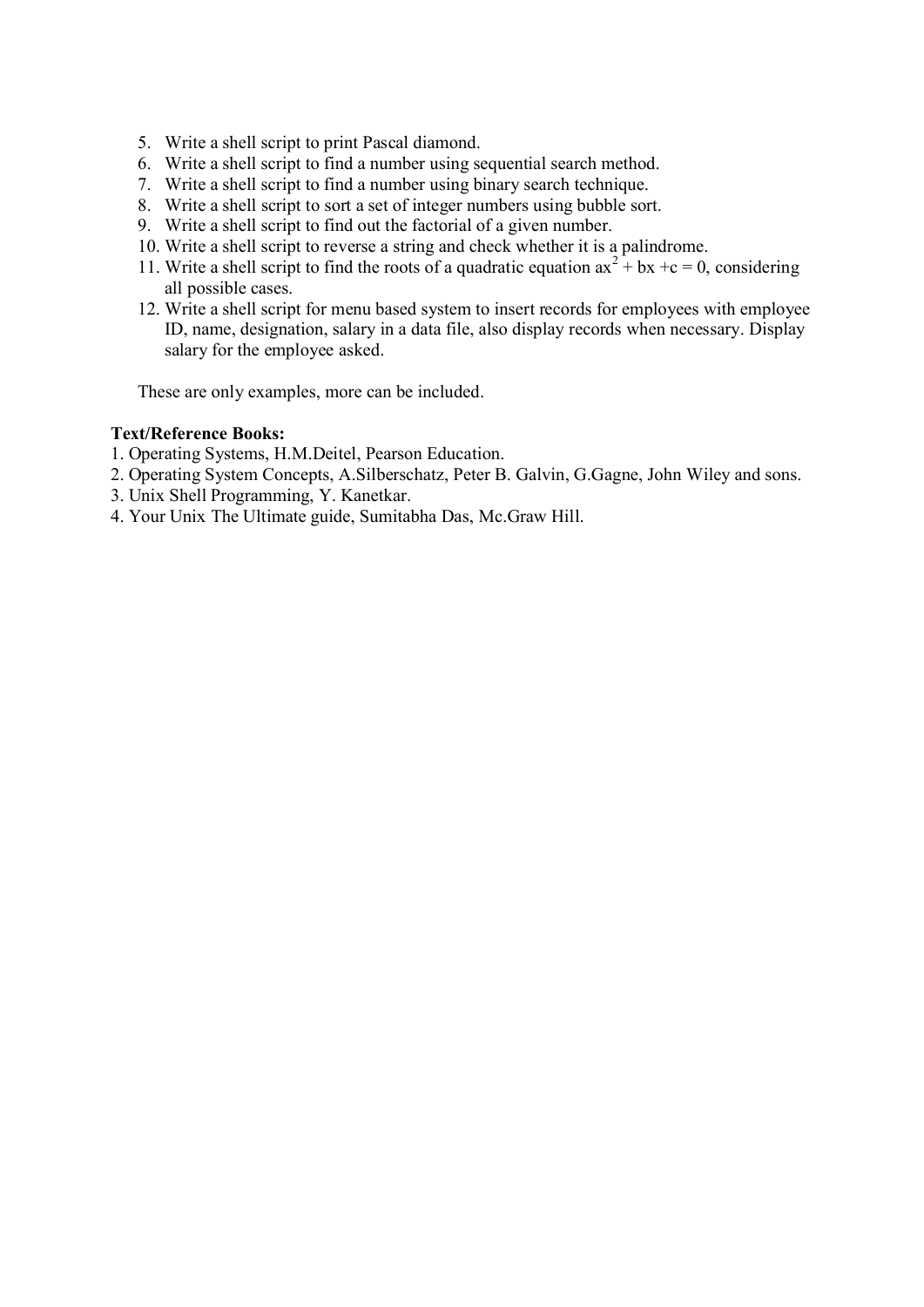5. Write a shell script to print Pascal diamond.
6. Write a shell script to find a number using sequential search method.
7. Write a shell script to find a number using binary search technique.
8. Write a shell script to sort a set of integer numbers using bubble sort.
9. Write a shell script to find out the factorial of a given number.
10. Write a shell script to reverse a string and check whether it is a palindrome.
11. Write a shell script to find the roots of a quadratic equation $ax^2 + bx + c = 0$, considering all possible cases.
12. Write a shell script for menu based system to insert records for employees with employee ID, name, designation, salary in a data file, also display records when necessary. Display salary for the employee asked.

These are only examples, more can be included.

**Text/Reference Books:**

1. Operating Systems, H.M.Deitel, Pearson Education.
2. Operating System Concepts, A.Silberschatz, Peter B. Galvin, G.Gagne, John Wiley and sons.
3. Unix Shell Programming, Y. Kanetkar.
4. Your Unix The Ultimate guide, Sumitabha Das, Mc.Graw Hill.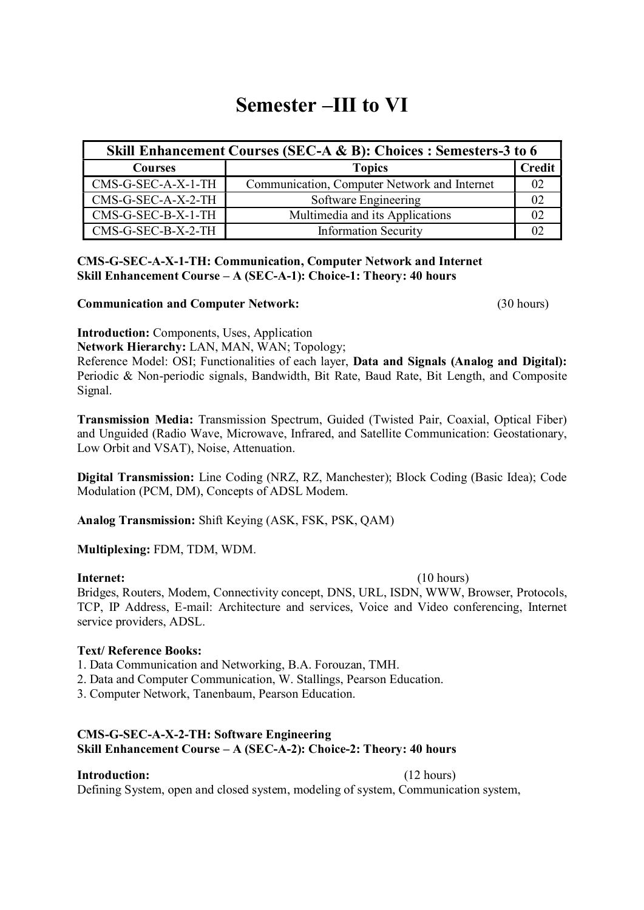# Semester –III to VI

| Skill Enhancement Courses (SEC-A & B): Choices : Semesters-3 to 6 | | |
|---|---|---|
| **Courses** | **Topics** | **Credit** |
| CMS-G-SEC-A-X-1-TH | Communication, Computer Network and Internet | 02 |
| CMS-G-SEC-A-X-2-TH | Software Engineering | 02 |
| CMS-G-SEC-B-X-1-TH | Multimedia and its Applications | 02 |
| CMS-G-SEC-B-X-2-TH | Information Security | 02 |

**CMS-G-SEC-A-X-1-TH: Communication, Computer Network and Internet**
**Skill Enhancement Course – A (SEC-A-1): Choice-1: Theory: 40 hours**

**Communication and Computer Network:** (30 hours)

**Introduction:** Components, Uses, Application
**Network Hierarchy:** LAN, MAN, WAN; Topology;
Reference Model: OSI; Functionalities of each layer, **Data and Signals (Analog and Digital):** Periodic & Non-periodic signals, Bandwidth, Bit Rate, Baud Rate, Bit Length, and Composite Signal.

**Transmission Media:** Transmission Spectrum, Guided (Twisted Pair, Coaxial, Optical Fiber) and Unguided (Radio Wave, Microwave, Infrared, and Satellite Communication: Geostationary, Low Orbit and VSAT), Noise, Attenuation.

**Digital Transmission:** Line Coding (NRZ, RZ, Manchester); Block Coding (Basic Idea); Code Modulation (PCM, DM), Concepts of ADSL Modem.

**Analog Transmission:** Shift Keying (ASK, FSK, PSK, QAM)

**Multiplexing:** FDM, TDM, WDM.

**Internet:** (10 hours)
Bridges, Routers, Modem, Connectivity concept, DNS, URL, ISDN, WWW, Browser, Protocols, TCP, IP Address, E-mail: Architecture and services, Voice and Video conferencing, Internet service providers, ADSL.

**Text/ Reference Books:**
1. Data Communication and Networking, B.A. Forouzan, TMH.
2. Data and Computer Communication, W. Stallings, Pearson Education.
3. Computer Network, Tanenbaum, Pearson Education.

**CMS-G-SEC-A-X-2-TH: Software Engineering**
**Skill Enhancement Course – A (SEC-A-2): Choice-2: Theory: 40 hours**

**Introduction:** (12 hours)
Defining System, open and closed system, modeling of system, Communication system,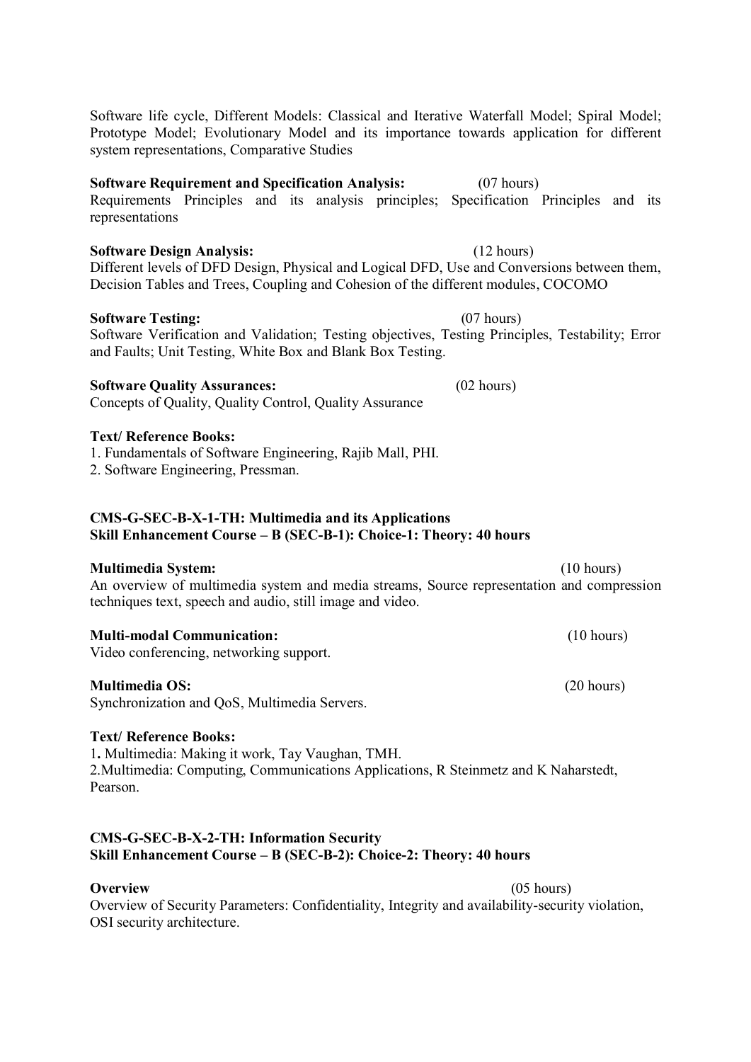Software life cycle, Different Models: Classical and Iterative Waterfall Model; Spiral Model; Prototype Model; Evolutionary Model and its importance towards application for different system representations, Comparative Studies

**Software Requirement and Specification Analysis:** (07 hours)
Requirements Principles and its analysis principles; Specification Principles and its representations

**Software Design Analysis:** (12 hours)
Different levels of DFD Design, Physical and Logical DFD, Use and Conversions between them, Decision Tables and Trees, Coupling and Cohesion of the different modules, COCOMO

**Software Testing:** (07 hours)
Software Verification and Validation; Testing objectives, Testing Principles, Testability; Error and Faults; Unit Testing, White Box and Blank Box Testing.

**Software Quality Assurances:** (02 hours)
Concepts of Quality, Quality Control, Quality Assurance

**Text/ Reference Books:**
1. Fundamentals of Software Engineering, Rajib Mall, PHI.
2. Software Engineering, Pressman.

## CMS-G-SEC-B-X-1-TH: Multimedia and its Applications
**Skill Enhancement Course – B (SEC-B-1): Choice-1: Theory: 40 hours**

**Multimedia System:** (10 hours)
An overview of multimedia system and media streams, Source representation and compression techniques text, speech and audio, still image and video.

**Multi-modal Communication:** (10 hours)
Video conferencing, networking support.

**Multimedia OS:** (20 hours)
Synchronization and QoS, Multimedia Servers.

**Text/ Reference Books:**
1. Multimedia: Making it work, Tay Vaughan, TMH.
2. Multimedia: Computing, Communications Applications, R Steinmetz and K Naharstedt, Pearson.

## CMS-G-SEC-B-X-2-TH: Information Security
**Skill Enhancement Course – B (SEC-B-2): Choice-2: Theory: 40 hours**

**Overview** (05 hours)
Overview of Security Parameters: Confidentiality, Integrity and availability-security violation, OSI security architecture.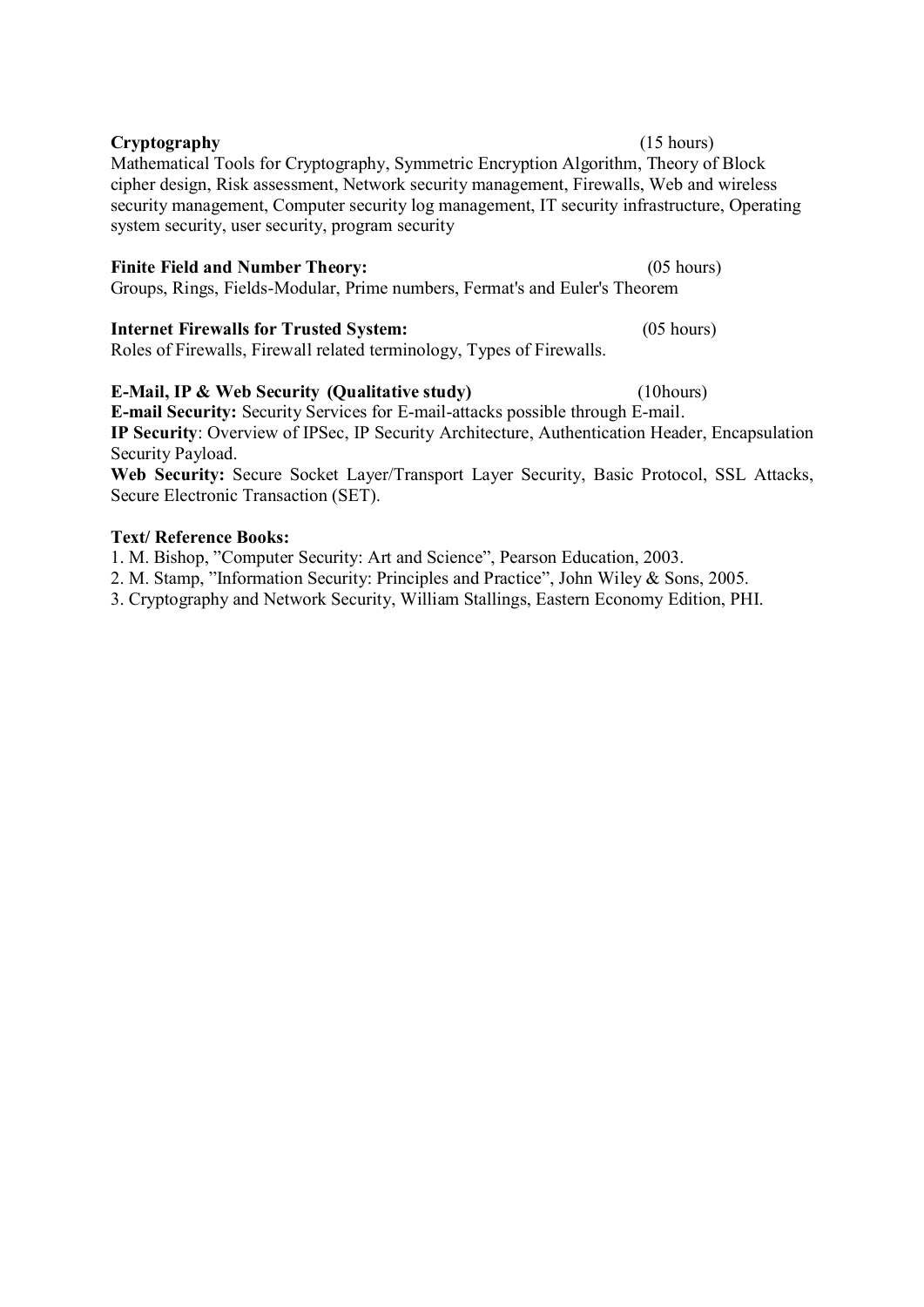**Cryptography** (15 hours)

Mathematical Tools for Cryptography, Symmetric Encryption Algorithm, Theory of Block cipher design, Risk assessment, Network security management, Firewalls, Web and wireless security management, Computer security log management, IT security infrastructure, Operating system security, user security, program security

**Finite Field and Number Theory:** (05 hours)

Groups, Rings, Fields-Modular, Prime numbers, Fermat's and Euler's Theorem

**Internet Firewalls for Trusted System:** (05 hours)

Roles of Firewalls, Firewall related terminology, Types of Firewalls.

**E-Mail, IP & Web Security (Qualitative study)** (10hours)

**E-mail Security:** Security Services for E-mail-attacks possible through E-mail.

**IP Security**: Overview of IPSec, IP Security Architecture, Authentication Header, Encapsulation Security Payload.

**Web Security:** Secure Socket Layer/Transport Layer Security, Basic Protocol, SSL Attacks, Secure Electronic Transaction (SET).

**Text/ Reference Books:**

1. M. Bishop, "Computer Security: Art and Science", Pearson Education, 2003.
2. M. Stamp, "Information Security: Principles and Practice", John Wiley & Sons, 2005.
3. Cryptography and Network Security, William Stallings, Eastern Economy Edition, PHI.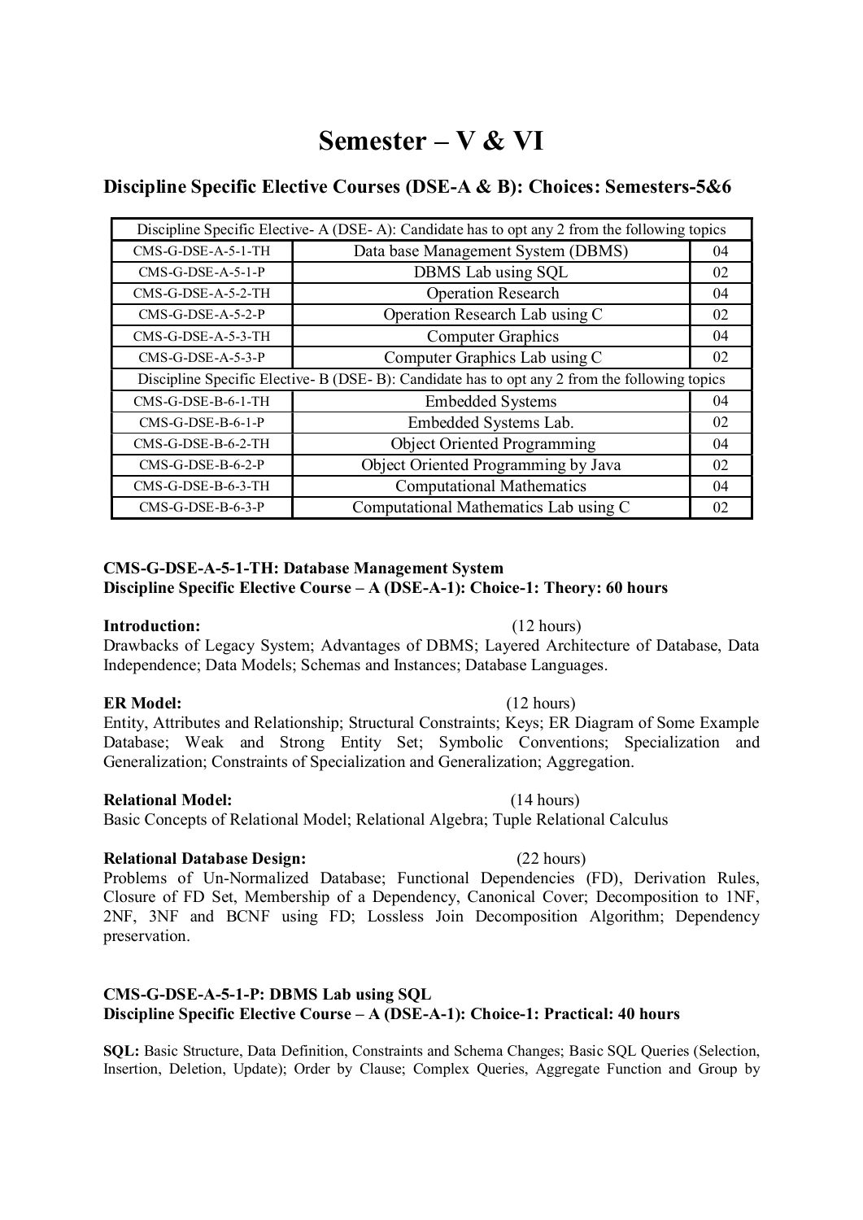# Semester – V & VI

## Discipline Specific Elective Courses (DSE-A & B): Choices: Semesters-5&6

| Discipline Specific Elective- A (DSE- A): Candidate has to opt any 2 from the following topics | | |
|---|---|---|
| CMS-G-DSE-A-5-1-TH | Data base Management System (DBMS) | 04 |
| CMS-G-DSE-A-5-1-P | DBMS Lab using SQL | 02 |
| CMS-G-DSE-A-5-2-TH | Operation Research | 04 |
| CMS-G-DSE-A-5-2-P | Operation Research Lab using C | 02 |
| CMS-G-DSE-A-5-3-TH | Computer Graphics | 04 |
| CMS-G-DSE-A-5-3-P | Computer Graphics Lab using C | 02 |
| Discipline Specific Elective- B (DSE- B): Candidate has to opt any 2 from the following topics | | |
| CMS-G-DSE-B-6-1-TH | Embedded Systems | 04 |
| CMS-G-DSE-B-6-1-P | Embedded Systems Lab. | 02 |
| CMS-G-DSE-B-6-2-TH | Object Oriented Programming | 04 |
| CMS-G-DSE-B-6-2-P | Object Oriented Programming by Java | 02 |
| CMS-G-DSE-B-6-3-TH | Computational Mathematics | 04 |
| CMS-G-DSE-B-6-3-P | Computational Mathematics Lab using C | 02 |

### CMS-G-DSE-A-5-1-TH: Database Management System
### Discipline Specific Elective Course – A (DSE-A-1): Choice-1: Theory: 60 hours

**Introduction:** (12 hours)
Drawbacks of Legacy System; Advantages of DBMS; Layered Architecture of Database, Data Independence; Data Models; Schemas and Instances; Database Languages.

**ER Model:** (12 hours)
Entity, Attributes and Relationship; Structural Constraints; Keys; ER Diagram of Some Example Database; Weak and Strong Entity Set; Symbolic Conventions; Specialization and Generalization; Constraints of Specialization and Generalization; Aggregation.

**Relational Model:** (14 hours)
Basic Concepts of Relational Model; Relational Algebra; Tuple Relational Calculus

**Relational Database Design:** (22 hours)
Problems of Un-Normalized Database; Functional Dependencies (FD), Derivation Rules, Closure of FD Set, Membership of a Dependency, Canonical Cover; Decomposition to 1NF, 2NF, 3NF and BCNF using FD; Lossless Join Decomposition Algorithm; Dependency preservation.

### CMS-G-DSE-A-5-1-P: DBMS Lab using SQL
### Discipline Specific Elective Course – A (DSE-A-1): Choice-1: Practical: 40 hours

**SQL:** Basic Structure, Data Definition, Constraints and Schema Changes; Basic SQL Queries (Selection, Insertion, Deletion, Update); Order by Clause; Complex Queries, Aggregate Function and Group by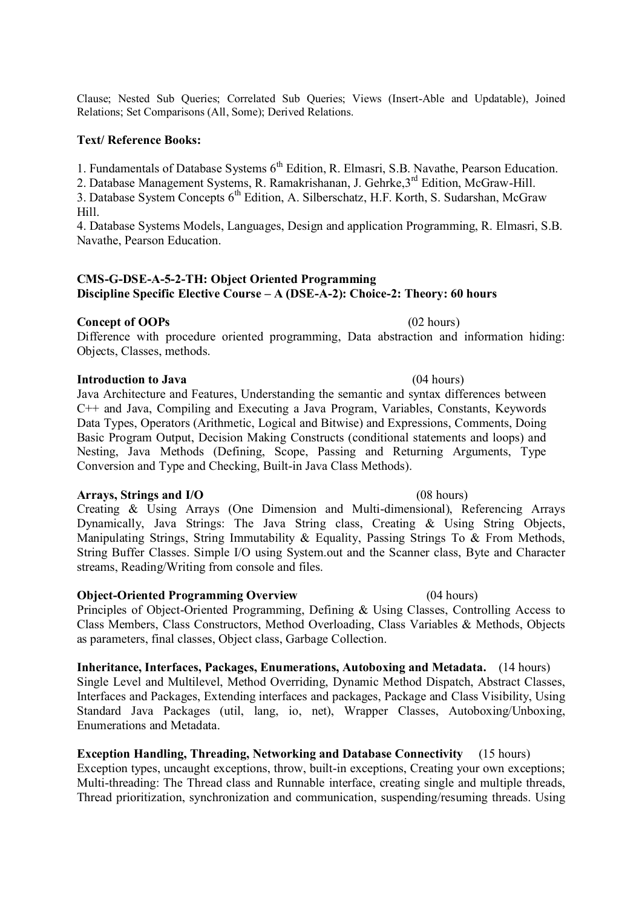Clause; Nested Sub Queries; Correlated Sub Queries; Views (Insert-Able and Updatable), Joined Relations; Set Comparisons (All, Some); Derived Relations.

**Text/ Reference Books:**

1. Fundamentals of Database Systems 6th Edition, R. Elmasri, S.B. Navathe, Pearson Education.
2. Database Management Systems, R. Ramakrishanan, J. Gehrke,3rd Edition, McGraw-Hill.
3. Database System Concepts 6th Edition, A. Silberschatz, H.F. Korth, S. Sudarshan, McGraw Hill.
4. Database Systems Models, Languages, Design and application Programming, R. Elmasri, S.B. Navathe, Pearson Education.

**CMS-G-DSE-A-5-2-TH: Object Oriented Programming**
**Discipline Specific Elective Course – A (DSE-A-2): Choice-2: Theory: 60 hours**

**Concept of OOPs** (02 hours)
Difference with procedure oriented programming, Data abstraction and information hiding: Objects, Classes, methods.

**Introduction to Java** (04 hours)
Java Architecture and Features, Understanding the semantic and syntax differences between C++ and Java, Compiling and Executing a Java Program, Variables, Constants, Keywords Data Types, Operators (Arithmetic, Logical and Bitwise) and Expressions, Comments, Doing Basic Program Output, Decision Making Constructs (conditional statements and loops) and Nesting, Java Methods (Defining, Scope, Passing and Returning Arguments, Type Conversion and Type and Checking, Built-in Java Class Methods).

**Arrays, Strings and I/O** (08 hours)
Creating & Using Arrays (One Dimension and Multi-dimensional), Referencing Arrays Dynamically, Java Strings: The Java String class, Creating & Using String Objects, Manipulating Strings, String Immutability & Equality, Passing Strings To & From Methods, String Buffer Classes. Simple I/O using System.out and the Scanner class, Byte and Character streams, Reading/Writing from console and files.

**Object-Oriented Programming Overview** (04 hours)
Principles of Object-Oriented Programming, Defining & Using Classes, Controlling Access to Class Members, Class Constructors, Method Overloading, Class Variables & Methods, Objects as parameters, final classes, Object class, Garbage Collection.

**Inheritance, Interfaces, Packages, Enumerations, Autoboxing and Metadata.** (14 hours)
Single Level and Multilevel, Method Overriding, Dynamic Method Dispatch, Abstract Classes, Interfaces and Packages, Extending interfaces and packages, Package and Class Visibility, Using Standard Java Packages (util, lang, io, net), Wrapper Classes, Autoboxing/Unboxing, Enumerations and Metadata.

**Exception Handling, Threading, Networking and Database Connectivity** (15 hours)
Exception types, uncaught exceptions, throw, built-in exceptions, Creating your own exceptions; Multi-threading: The Thread class and Runnable interface, creating single and multiple threads, Thread prioritization, synchronization and communication, suspending/resuming threads. Using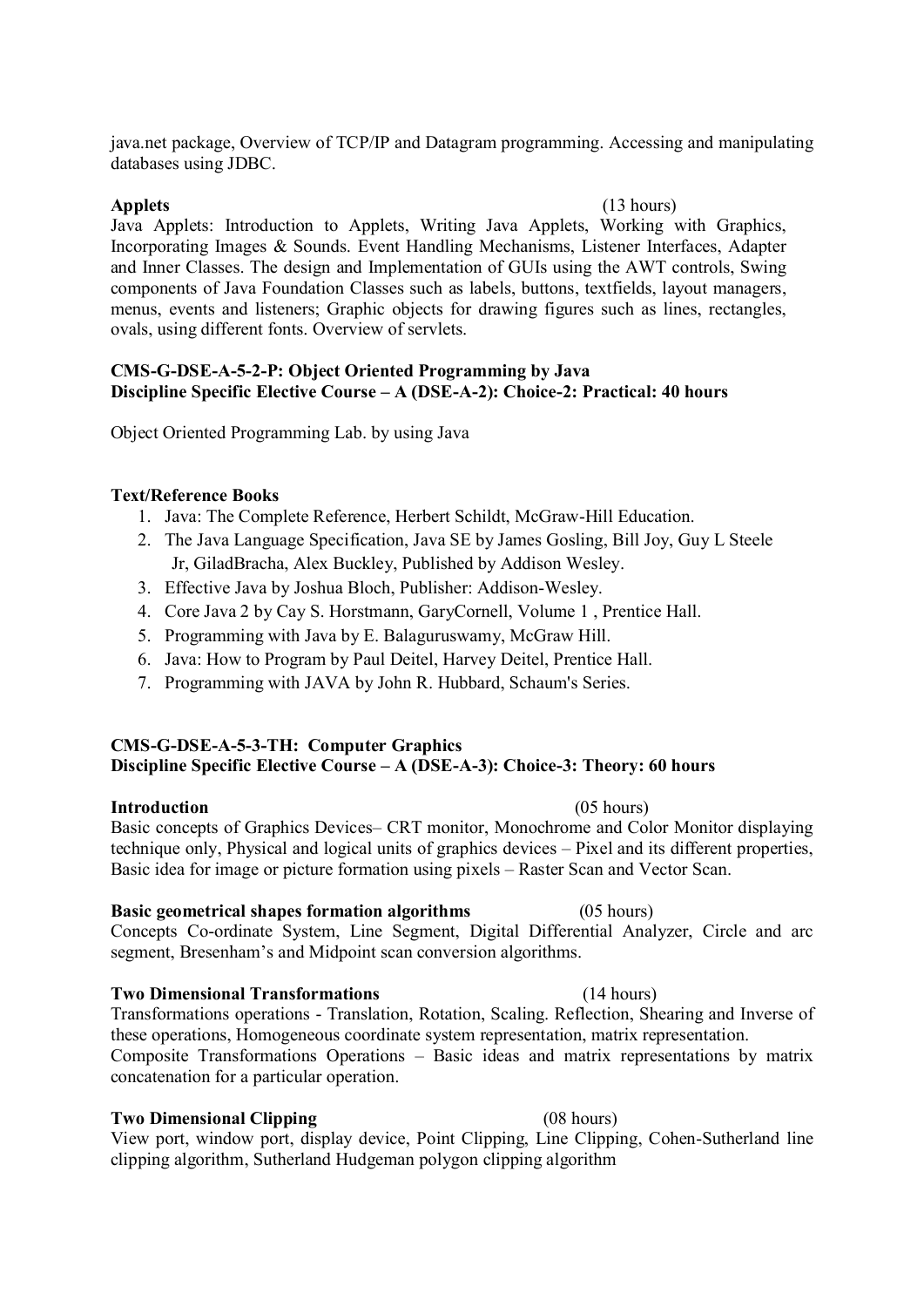java.net package, Overview of TCP/IP and Datagram programming. Accessing and manipulating databases using JDBC.

**Applets** (13 hours)
Java Applets: Introduction to Applets, Writing Java Applets, Working with Graphics, Incorporating Images & Sounds. Event Handling Mechanisms, Listener Interfaces, Adapter and Inner Classes. The design and Implementation of GUIs using the AWT controls, Swing components of Java Foundation Classes such as labels, buttons, textfields, layout managers, menus, events and listeners; Graphic objects for drawing figures such as lines, rectangles, ovals, using different fonts. Overview of servlets.

**CMS-G-DSE-A-5-2-P: Object Oriented Programming by Java**
**Discipline Specific Elective Course – A (DSE-A-2): Choice-2: Practical: 40 hours**

Object Oriented Programming Lab. by using Java

**Text/Reference Books**

1. Java: The Complete Reference, Herbert Schildt, McGraw-Hill Education.
2. The Java Language Specification, Java SE by James Gosling, Bill Joy, Guy L Steele Jr, GiladBracha, Alex Buckley, Published by Addison Wesley.
3. Effective Java by Joshua Bloch, Publisher: Addison-Wesley.
4. Core Java 2 by Cay S. Horstmann, GaryCornell, Volume 1 , Prentice Hall.
5. Programming with Java by E. Balaguruswamy, McGraw Hill.
6. Java: How to Program by Paul Deitel, Harvey Deitel, Prentice Hall.
7. Programming with JAVA by John R. Hubbard, Schaum's Series.

**CMS-G-DSE-A-5-3-TH: Computer Graphics**
**Discipline Specific Elective Course – A (DSE-A-3): Choice-3: Theory: 60 hours**

**Introduction** (05 hours)
Basic concepts of Graphics Devices– CRT monitor, Monochrome and Color Monitor displaying technique only, Physical and logical units of graphics devices – Pixel and its different properties, Basic idea for image or picture formation using pixels – Raster Scan and Vector Scan.

**Basic geometrical shapes formation algorithms** (05 hours)
Concepts Co-ordinate System, Line Segment, Digital Differential Analyzer, Circle and arc segment, Bresenham's and Midpoint scan conversion algorithms.

**Two Dimensional Transformations** (14 hours)
Transformations operations - Translation, Rotation, Scaling. Reflection, Shearing and Inverse of these operations, Homogeneous coordinate system representation, matrix representation.
Composite Transformations Operations – Basic ideas and matrix representations by matrix concatenation for a particular operation.

**Two Dimensional Clipping** (08 hours)
View port, window port, display device, Point Clipping, Line Clipping, Cohen-Sutherland line clipping algorithm, Sutherland Hudgeman polygon clipping algorithm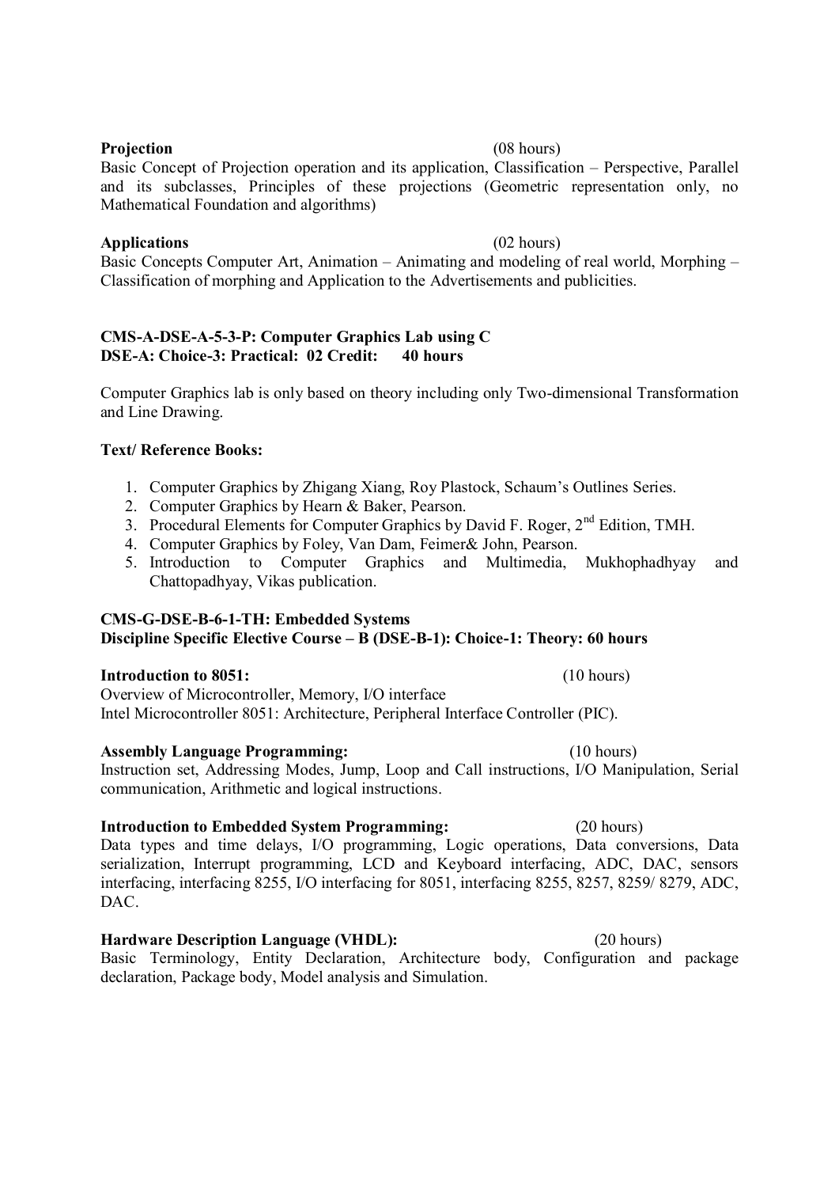**Projection** (08 hours)

Basic Concept of Projection operation and its application, Classification – Perspective, Parallel and its subclasses, Principles of these projections (Geometric representation only, no Mathematical Foundation and algorithms)

**Applications** (02 hours)

Basic Concepts Computer Art, Animation – Animating and modeling of real world, Morphing – Classification of morphing and Application to the Advertisements and publicities.

**CMS-A-DSE-A-5-3-P: Computer Graphics Lab using C**
**DSE-A: Choice-3: Practical: 02 Credit: 40 hours**

Computer Graphics lab is only based on theory including only Two-dimensional Transformation and Line Drawing.

**Text/ Reference Books:**

1. Computer Graphics by Zhigang Xiang, Roy Plastock, Schaum's Outlines Series.
2. Computer Graphics by Hearn & Baker, Pearson.
3. Procedural Elements for Computer Graphics by David F. Roger, 2nd Edition, TMH.
4. Computer Graphics by Foley, Van Dam, Feimer& John, Pearson.
5. Introduction to Computer Graphics and Multimedia, Mukhophadhyay and Chattopadhyay, Vikas publication.

**CMS-G-DSE-B-6-1-TH: Embedded Systems**
**Discipline Specific Elective Course – B (DSE-B-1): Choice-1: Theory: 60 hours**

**Introduction to 8051:** (10 hours)

Overview of Microcontroller, Memory, I/O interface
Intel Microcontroller 8051: Architecture, Peripheral Interface Controller (PIC).

**Assembly Language Programming:** (10 hours)

Instruction set, Addressing Modes, Jump, Loop and Call instructions, I/O Manipulation, Serial communication, Arithmetic and logical instructions.

**Introduction to Embedded System Programming:** (20 hours)

Data types and time delays, I/O programming, Logic operations, Data conversions, Data serialization, Interrupt programming, LCD and Keyboard interfacing, ADC, DAC, sensors interfacing, interfacing 8255, I/O interfacing for 8051, interfacing 8255, 8257, 8259/ 8279, ADC, DAC.

**Hardware Description Language (VHDL):** (20 hours)

Basic Terminology, Entity Declaration, Architecture body, Configuration and package declaration, Package body, Model analysis and Simulation.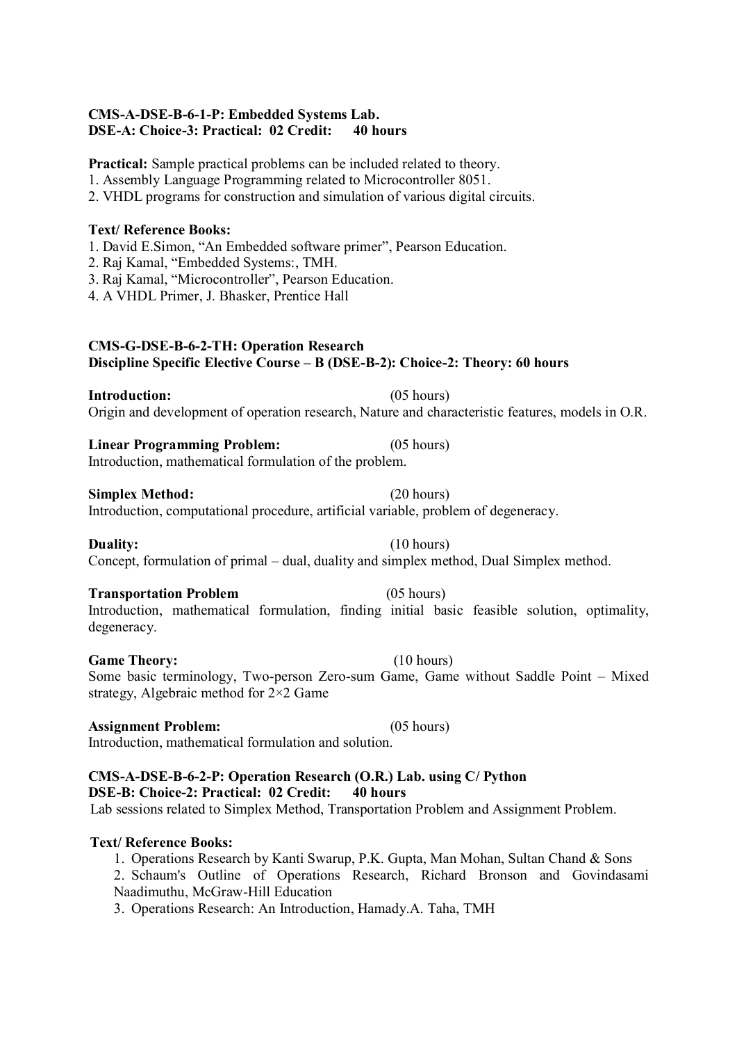**CMS-A-DSE-B-6-1-P: Embedded Systems Lab.**
**DSE-A: Choice-3: Practical: 02 Credit: 40 hours**

**Practical:** Sample practical problems can be included related to theory.

1. Assembly Language Programming related to Microcontroller 8051.
2. VHDL programs for construction and simulation of various digital circuits.

**Text/ Reference Books:**

1. David E.Simon, "An Embedded software primer", Pearson Education.
2. Raj Kamal, "Embedded Systems:, TMH.
3. Raj Kamal, "Microcontroller", Pearson Education.
4. A VHDL Primer, J. Bhasker, Prentice Hall

**CMS-G-DSE-B-6-2-TH: Operation Research**
**Discipline Specific Elective Course – B (DSE-B-2): Choice-2: Theory: 60 hours**

**Introduction:** (05 hours)
Origin and development of operation research, Nature and characteristic features, models in O.R.

**Linear Programming Problem:** (05 hours)
Introduction, mathematical formulation of the problem.

**Simplex Method:** (20 hours)
Introduction, computational procedure, artificial variable, problem of degeneracy.

**Duality:** (10 hours)
Concept, formulation of primal – dual, duality and simplex method, Dual Simplex method.

**Transportation Problem** (05 hours)
Introduction, mathematical formulation, finding initial basic feasible solution, optimality, degeneracy.

**Game Theory:** (10 hours)
Some basic terminology, Two-person Zero-sum Game, Game without Saddle Point – Mixed strategy, Algebraic method for 2×2 Game

**Assignment Problem:** (05 hours)
Introduction, mathematical formulation and solution.

**CMS-A-DSE-B-6-2-P: Operation Research (O.R.) Lab. using C/ Python**
**DSE-B: Choice-2: Practical: 02 Credit: 40 hours**
Lab sessions related to Simplex Method, Transportation Problem and Assignment Problem.

**Text/ Reference Books:**

1. Operations Research by Kanti Swarup, P.K. Gupta, Man Mohan, Sultan Chand & Sons
2. Schaum's Outline of Operations Research, Richard Bronson and Govindasami Naadimuthu, McGraw-Hill Education
3. Operations Research: An Introduction, Hamady.A. Taha, TMH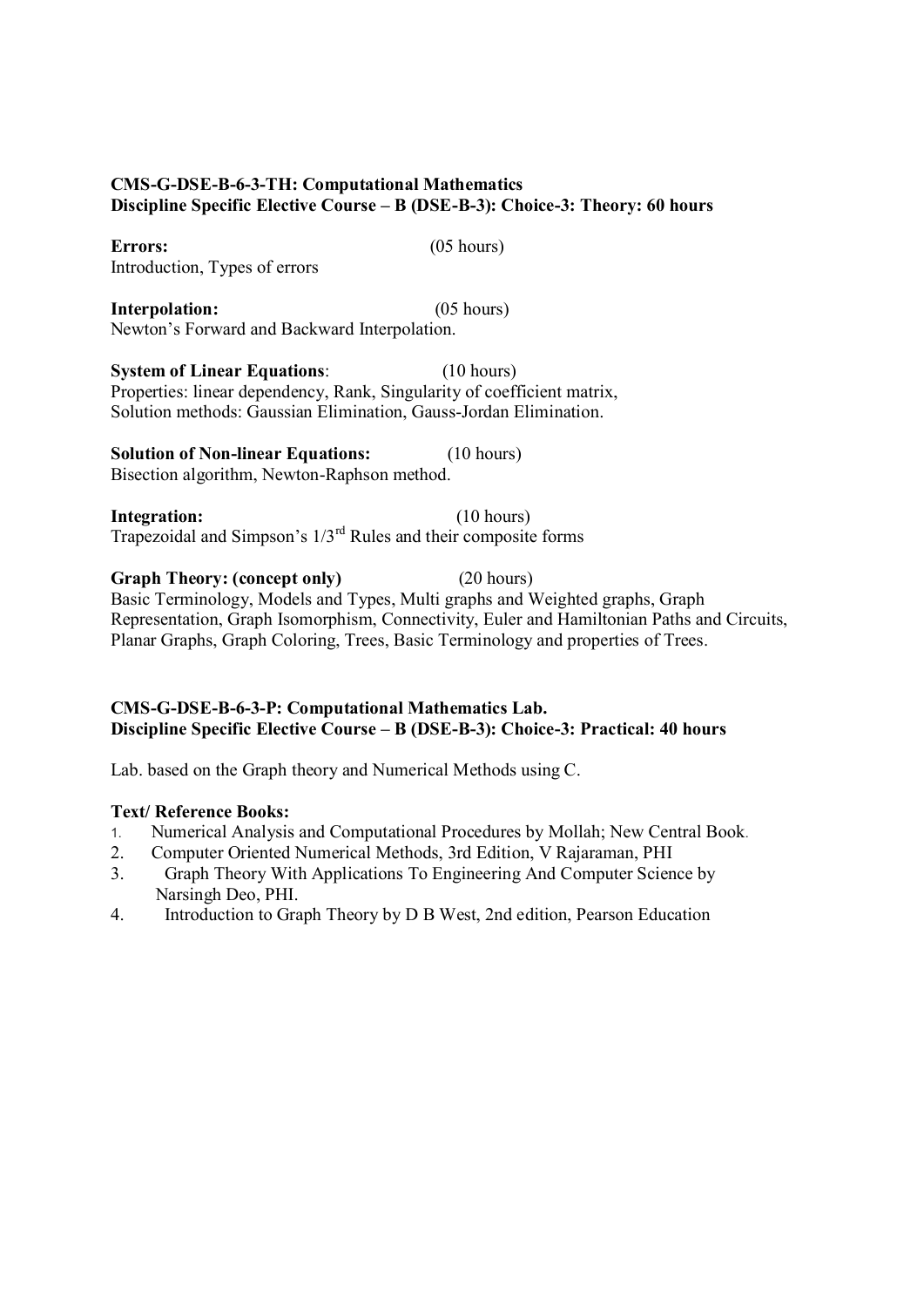**CMS-G-DSE-B-6-3-TH: Computational Mathematics**
**Discipline Specific Elective Course – B (DSE-B-3): Choice-3: Theory: 60 hours**

**Errors:** (05 hours)
Introduction, Types of errors

**Interpolation:** (05 hours)
Newton's Forward and Backward Interpolation.

**System of Linear Equations**: (10 hours)
Properties: linear dependency, Rank, Singularity of coefficient matrix,
Solution methods: Gaussian Elimination, Gauss-Jordan Elimination.

**Solution of Non-linear Equations:** (10 hours)
Bisection algorithm, Newton-Raphson method.

**Integration:** (10 hours)
Trapezoidal and Simpson's $1/3^{rd}$ Rules and their composite forms

**Graph Theory: (concept only)** (20 hours)
Basic Terminology, Models and Types, Multi graphs and Weighted graphs, Graph Representation, Graph Isomorphism, Connectivity, Euler and Hamiltonian Paths and Circuits, Planar Graphs, Graph Coloring, Trees, Basic Terminology and properties of Trees.

**CMS-G-DSE-B-6-3-P: Computational Mathematics Lab.**
**Discipline Specific Elective Course – B (DSE-B-3): Choice-3: Practical: 40 hours**

Lab. based on the Graph theory and Numerical Methods using C.

**Text/ Reference Books:**

1. Numerical Analysis and Computational Procedures by Mollah; New Central Book.
2. Computer Oriented Numerical Methods, 3rd Edition, V Rajaraman, PHI
3. Graph Theory With Applications To Engineering And Computer Science by Narsingh Deo, PHI.
4. Introduction to Graph Theory by D B West, 2nd edition, Pearson Education